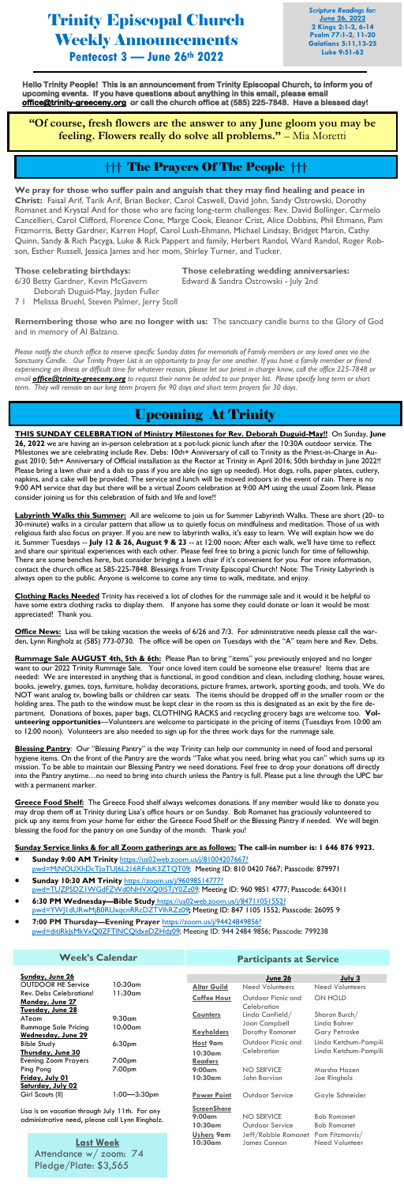# Trinity Episcopal Church Weekly Announcements

## Pentecost 3 — June 26th 2022

*Scripture Readings for:*
**June 26, 2022**
**2 Kings 2:1-2, 6-14**
**Psalm 77:1-2, 11-20**
**Galatians 5:11,13-25**
**Luke 9:51-62**

**Hello Trinity People! This is an announcement from Trinity Episcopal Church, to inform you of upcoming events. If you have questions about anything in this email, please email office@trinity-greeceny.org or call the church office at (585) 225-7848. Have a blessed day!**

**"Of course, fresh flowers are the answer to any June gloom you may be feeling. Flowers really do solve all problems."** – Mia Moretti

## ††† The Prayers Of The People †††

**We pray for those who suffer pain and anguish that they may find healing and peace in Christ:** Faisal Arif, Tarik Arif, Brian Becker, Carol Caswell, David John, Sandy Ostrowski, Dorothy Romanet and Krystal And for those who are facing long-term challenges: Rev. David Bollinger, Carmelo Cancellieri, Carol Clifford, Florence Cone, Marge Cook, Eleanor Crist, Alice Dobbins, Phil Ehmann, Pam Fitzmorris, Betty Gardner, Karren Hopf, Carol Lush-Ehmann, Michael Lindsay, Bridget Martin, Cathy Quinn, Sandy & Rich Pacyga, Luke & Rick Pappert and family, Herbert Randol, Ward Randol, Roger Robson, Esther Russell, Jessica James and her mom, Shirley Turner, and Tucker.

**Those celebrating birthdays:**
6/30 Betty Gardner, Kevin McGavern
Deborah Duguid-May, Jayden Fuller
7 1 Melissa Bruehl, Steven Palmer, Jerry Stoll

**Those celebrating wedding anniversaries:**
Edward & Sandra Ostrowski - July 2nd

**Remembering those who are no longer with us:** The sanctuary candle burns to the Glory of God and in memory of Al Balzano.

*Please notify the church office to reserve specific Sunday dates for memorials of Family members or any loved ones via the Sanctuary Candle. Our Trinity Prayer List is an opportunity to pray for one another. If you have a family member or friend experiencing an illness or difficult time for whatever reason, please let our priest in charge know, call the office 225-7848 or email **office@trinity-greeceny.org** to request their name be added to our prayer list. Please specify long term or short term. They will remain on our long term prayers for 90 days and short term prayers for 30 days.*

## Upcoming At Trinity

**THIS SUNDAY CELEBRATION of Ministry Milestones for Rev. Deborah Duguid-May!!** On Sunday, **June 26, 2022** we are having an in-person celebration at a pot-luck picnic lunch after the 10:30A outdoor service. The Milestones we are celebrating include Rev. Debs: 10th+ Anniversary of call to Trinity as the Priest-in-Charge in August 2010; 5th+ Anniversary of Official installation as the Rector at Trinity in April 2016; 50th birthday in June 2022!! Please bring a lawn chair and a dish to pass if you are able (no sign up needed). Hot dogs, rolls, paper plates, cutlery, napkins, and a cake will be provided. The service and lunch will be moved indoors in the event of rain. There is no 9:00 AM service that day but there will be a virtual Zoom celebration at 9:00 AM using the usual Zoom link. Please consider joining us for this celebration of faith and life and love!!

**Labyrinth Walks this Summer:** All are welcome to join us for Summer Labyrinth Walks. These are short (20- to 30-minute) walks in a circular pattern that allow us to quietly focus on mindfulness and meditation. Those of us with religious faith also focus on prayer. If you are new to labyrinth walks, it's easy to learn. We will explain how we do it. Summer Tuesdays -- **July 12 & 26, August 9 & 23** -- at 12:00 noon; After each walk, we'll have time to reflect and share our spiritual experiences with each other. Please feel free to bring a picnic lunch for time of fellowship. There are some benches here, but consider bringing a lawn chair if it's convenient for you. For more information, contact the church office at 585-225-7848. Blessings from Trinity Episcopal Church! Note: The Trinity Labyrinth is always open to the public. Anyone is welcome to come any time to walk, meditate, and enjoy.

**Clothing Racks Needed** Trinity has received a lot of clothes for the rummage sale and it would it be helpful to have some extra clothing racks to display them. If anyone has some they could donate or loan it would be most appreciated! Thank you.

**Office News:** Lisa will be taking vacation the weeks of 6/26 and 7/3. For administrative needs please call the warden, Lynn Ringholz at (585) 773-0730. The office will be open on Tuesdays with the "A" team here and Rev. Debs.

**Rummage Sale AUGUST 4th, 5th & 6th:** Please Plan to bring "items" you previously enjoyed and no longer want to our 2022 Trinity Rummage Sale. Your once loved item could be someone else treasure! Items that are needed: We are interested in anything that is functional, in good condition and clean, including clothing, house wares, books, jewelry, games, toys, furniture, holiday decorations, picture frames, artwork, sporting goods, and tools. We do NOT want analog tv, bowling balls or children car seats. The items should be dropped off in the smaller room or the holding area. The path to the window must be kept clear in the room as this is designated as an exit by the fire department. Donations of boxes, paper bags, CLOTHING RACKS and recycling grocery bags are welcome too. **Volunteering opportunities**—Volunteers are welcome to participate in the pricing of items (Tuesdays from 10:00 am to 12:00 noon). Volunteers are also needed to sign up for the three work days for the rummage sale.

**Blessing Pantry**: Our "Blessing Pantry" is the way Trinity can help our community in need of food and personal hygiene items. On the front of the Pantry are the words "Take what you need, bring what you can" which sums up its mission. To be able to maintain our Blessing Pantry we need donations. Feel free to drop your donations off directly into the Pantry anytime…no need to bring into church unless the Pantry is full. Please put a line through the UPC bar with a permanent marker.

**Greece Food Shelf:** The Greece Food shelf always welcomes donations. If any member would like to donate you may drop them off at Trinity during Lisa's office hours or on Sunday. Bob Romanet has graciously volunteered to pick up any items from your home for either the Greece Food Shelf or the Blessing Pantry if needed. We will begin blessing the food for the pantry on one Sunday of the month. Thank you!

**Sunday Service links & for all Zoom gatherings are as follows: The call-in number is: 1 646 876 9923.**

- **Sunday 9:00 AM Trinity** https://us02web.zoom.us/j/81004207667?pwd=MjNOUXhDcTJoTUJ6L216RFdsK3ZTQT09; Meeting ID: 810 0420 7667; Passcode: 879971
- **Sunday 10:30 AM Trinity** https://zoom.us/j/96098514777?pwd=TUZPSDZ1WGdFZWd0NHVXQ0lSTjY0Zz09; Meeting ID: 960 9851 4777; Passcode: 643011
- **6:30 PM Wednesday—Bible Study** https://us02web.zoom.us/j/84711051552?pwd=YWJ1dURwMjB0RUxqcnRRcDZTVlhRZz09**;** Meeting ID: 847 1105 1552; Passcode: 26095 9
- **7:00 PM Thursday—Evening Prayer** https://zoom.us/j/94424849856?pwd=ditiRkJsMkVxQ0ZFTlNCQldxeDZHdz09; Meeting ID: 944 2484 9856; Passcode: 799238

### Week's Calendar

| | |
|---|---|
| **Sunday, June 26** | |
| OUTDOOR HE Service | 10:30am |
| Rev. Debs Celebrations! | 11:30am |
| **Monday, June 27** | |
| **Tuesday, June 28** | |
| ATeam | 9:30am |
| Rummage Sale Pricing | 10:00am |
| **Wednesday, June 29** | |
| Bible Study | 6:30pm |
| **Thursday, June 30** | |
| Evening Zoom Prayers | 7:00pm |
| Ping Pong | 7:00pm |
| **Friday, July 01** | |
| **Saturday, July 02** | |
| Girl Scouts (II) | 1:00—3:30pm |

Lisa is on vacation through July 11th. For any administrative need, please call Lynn Ringholz.

**Last Week**
Attendance w/ zoom: 74
Pledge/Plate: $3,565

### Participants at Service

| | June 26 | July 3 |
|---|---|---|
| **Altar Guild** | Need Volunteers | Need Volunteers |
| **Coffee Hour** | Outdoor Picnic and Celebration | ON HOLD |
| **Counters** | Linda Canfield/ Joan Campbell | Sharon Burch/ Linda Bohrer |
| **Keyholders** | Dorothy Romanet | Gary Petroske |
| **Host 9am** **10:30am** | Outdoor Picnic and Celebration | Linda Ketchum-Pompili Linda Ketchum-Pompili |
| **Readers** | | |
| **9:00am** | NO SERVICE | Marsha Hazen |
| **10:30am** | John Barvian | Joe Ringholz |
| **Power Point** | Outdoor Service | Gayle Schneider |
| **ScreenShare** | | |
| **9:00am** | NO SERVICE | Bob Romanet |
| **10:30am** | Outdoor Service | Bob Romanet |
| **Ushers 9am** | Jeff/Robbie Romanet | Pam Fitzmorris/ |
| **10:30am** | James Cannon | Need Volunteer |